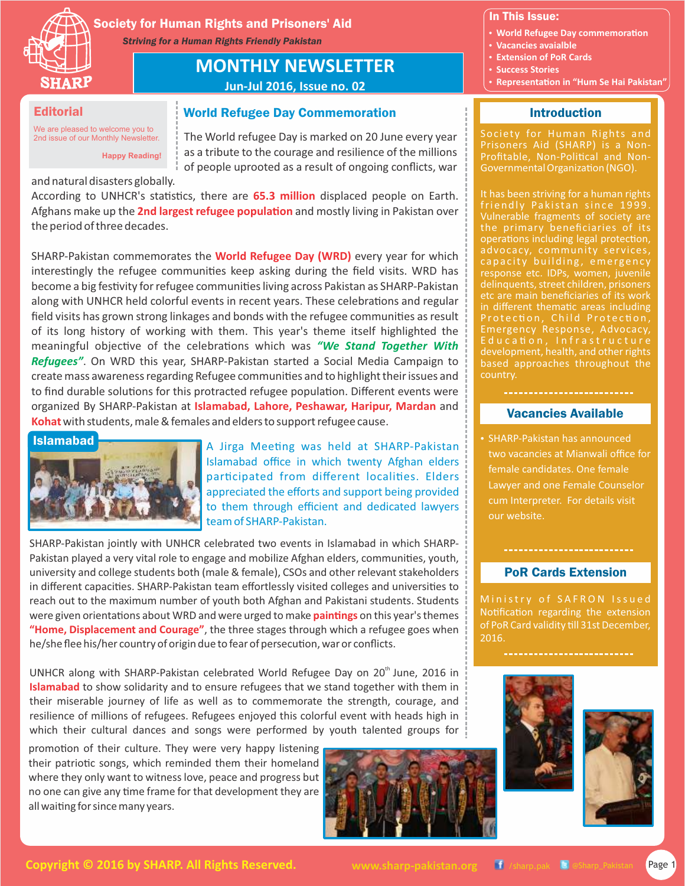# Society for Human Rights and Prisoners' Aid

*Striving for a Human Rights Friendly Pakistan*

SHARP

## MONTHLY NEWSLETTER

**Jun-Jul 2016, Issue no. 02**

**In This Issue:**

- World Refugee Day commemoration
- Vacancies avaialble
- Extension of PoR Cards
- Success Stories
- Representation in "Hum Se Hai Pakistan"

## Editorial

We are pleased to welcome you to 2nd issue of our Monthly Newsletter.

**Happy Reading!**

## World Refugee Day Commemoration

The World refugee Day is marked on 20 June every year as a tribute to the courage and resilience of the millions of people uprooted as a result of ongoing conflicts, war and natural disasters globally.

According to UNHCR's statistics, there are **65.3 million** displaced people on Earth. Afghans make up the **2nd largest refugee population** and mostly living in Pakistan over the period of three decades.

SHARP-Pakistan commemorates the **World Refugee Day (WRD)** every year for which interestingly the refugee communities keep asking during the field visits. WRD has become a big festivity for refugee communities living across Pakistan as SHARP-Pakistan along with UNHCR held colorful events in recent years. These celebrations and regular field visits has grown strong linkages and bonds with the refugee communities as result of its long history of working with them. This year's theme itself highlighted the meaningful objective of the celebrations which was ***"We Stand Together With Refugees"***. On WRD this year, SHARP-Pakistan started a Social Media Campaign to create mass awareness regarding Refugee communities and to highlight their issues and to find durable solutions for this protracted refugee population. Different events were organized By SHARP-Pakistan at **Islamabad, Lahore, Peshawar, Haripur, Mardan** and **Kohat** with students, male & females and elders to support refugee cause.

### Islamabad

A Jirga Meeting was held at SHARP-Pakistan Islamabad office in which twenty Afghan elders participated from different localities. Elders appreciated the efforts and support being provided to them through efficient and dedicated lawyers team of SHARP-Pakistan.

SHARP-Pakistan jointly with UNHCR celebrated two events in Islamabad in which SHARP-Pakistan played a very vital role to engage and mobilize Afghan elders, communities, youth, university and college students both (male & female), CSOs and other relevant stakeholders in different capacities. SHARP-Pakistan team effortlessly visited colleges and universities to reach out to the maximum number of youth both Afghan and Pakistani students. Students were given orientations about WRD and were urged to make **paintings** on this year's themes **"Home, Displacement and Courage"**, the three stages through which a refugee goes when he/she flee his/her country of origin due to fear of persecution, war or conflicts.

UNHCR along with SHARP-Pakistan celebrated World Refugee Day on 20[th] June, 2016 in **Islamabad** to show solidarity and to ensure refugees that we stand together with them in their miserable journey of life as well as to commemorate the strength, courage, and resilience of millions of refugees. Refugees enjoyed this colorful event with heads high in which their cultural dances and songs were performed by youth talented groups for promotion of their culture. They were very happy listening their patriotic songs, which reminded them their homeland where they only want to witness love, peace and progress but no one can give any time frame for that development they are all waiting for since many years.

## Introduction

Society for Human Rights and Prisoners Aid (SHARP) is a Non-Profitable, Non-Political and Non-Governmental Organization (NGO).

It has been striving for a human rights friendly Pakistan since 1999. Vulnerable fragments of society are the primary beneficiaries of its operations including legal protection, advocacy, community services, capacity building, emergency response etc. IDPs, women, juvenile delinquents, street children, prisoners etc are main beneficiaries of its work in different thematic areas including Protection, Child Protection, Emergency Response, Advocacy, Education, Infrastructure development, health, and other rights based approaches throughout the country.

## Vacancies Available

- SHARP-Pakistan has announced two vacancies at Mianwali office for female candidates. One female Lawyer and one Female Counselor cum Interpreter. For details visit our website.

## PoR Cards Extension

Ministry of SAFRON Issued Notification regarding the extension of PoR Card validity till 31st December, 2016.

**Copyright © 2016 by SHARP. All Rights Reserved.** www.sharp-pakistan.org /sharp.pak @Sharp_Pakistan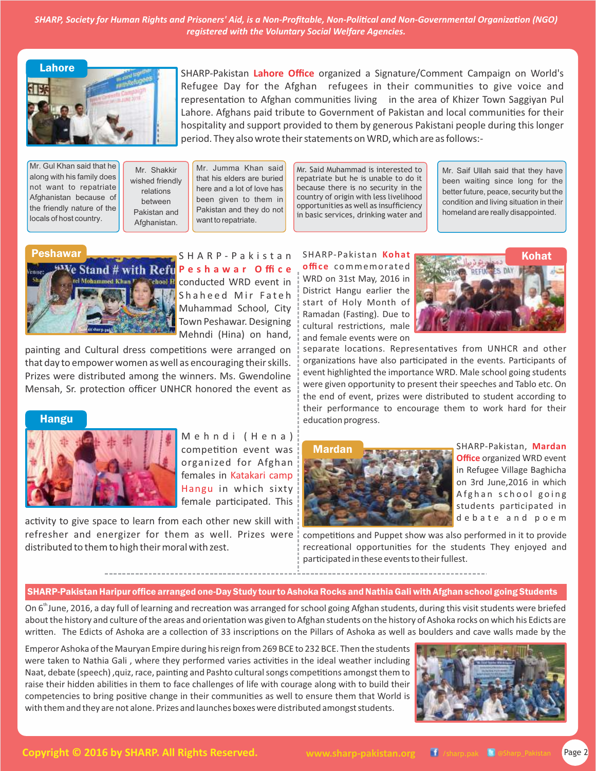*SHARP, Society for Human Rights and Prisoners' Aid, is a Non-Profitable, Non-Political and Non-Governmental Organization (NGO) registered with the Voluntary Social Welfare Agencies.*

## Lahore

SHARP-Pakistan Lahore Office organized a Signature/Comment Campaign on World's Refugee Day for the Afghan refugees in their communities to give voice and representation to Afghan communities living in the area of Khizer Town Saggiyan Pul Lahore. Afghans paid tribute to Government of Pakistan and local communities for their hospitality and support provided to them by generous Pakistani people during this longer period. They also wrote their statements on WRD, which are as follows:-

- Mr. Gul Khan said that he along with his family does not want to repatriate Afghanistan because of the friendly nature of the locals of host country.
- Mr. Shakkir wished friendly relations between Pakistan and Afghanistan.
- Mr. Jumma Khan said that his elders are buried here and a lot of love has been given to them in Pakistan and they do not want to repatriate.
- Mr. Said Muhammad is interested to repatriate but he is unable to do it because there is no security in the country of origin with less livelihood opportunities as well as insufficiency in basic services, drinking water and
- Mr. Saif Ullah said that they have been waiting since long for the better future, peace, security but the condition and living situation in their homeland are really disappointed.

## Peshawar

SHARP-Pakistan Peshawar Office conducted WRD event in Shaheed Mir Fateh Muhammad School, City Town Peshawar. Designing Mehndi (Hina) on hand, painting and Cultural dress competitions were arranged on that day to empower women as well as encouraging their skills. Prizes were distributed among the winners. Ms. Gwendoline Mensah, Sr. protection officer UNHCR honored the event as

## Hangu

Mehndi (Hena) competition event was organized for Afghan females in Katakari camp Hangu in which sixty female participated. This activity to give space to learn from each other new skill with refresher and energizer for them as well. Prizes were distributed to them to high their moral with zest.

## Kohat

SHARP-Pakistan Kohat office commemorated WRD on 31st May, 2016 in District Hangu earlier the start of Holy Month of Ramadan (Fasting). Due to cultural restrictions, male and female events were on separate locations. Representatives from UNHCR and other organizations have also participated in the events. Participants of event highlighted the importance WRD. Male school going students were given opportunity to present their speeches and Tablo etc. On the end of event, prizes were distributed to student according to their performance to encourage them to work hard for their education progress.

## Mardan

SHARP-Pakistan, Mardan Office organized WRD event in Refugee Village Baghicha on 3rd June,2016 in which Afghan school going students participated in debate and poem competitions and Puppet show was also performed in it to provide recreational opportunities for the students They enjoyed and participated in these events to their fullest.

---

## SHARP-Pakistan Haripur office arranged one-Day Study tour to Ashoka Rocks and Nathia Gali with Afghan school going Students

On 6th June, 2016, a day full of learning and recreation was arranged for school going Afghan students, during this visit students were briefed about the history and culture of the areas and orientation was given to Afghan students on the history of Ashoka rocks on which his Edicts are written. The Edicts of Ashoka are a collection of 33 inscriptions on the Pillars of Ashoka as well as boulders and cave walls made by the Emperor Ashoka of the Mauryan Empire during his reign from 269 BCE to 232 BCE. Then the students were taken to Nathia Gali, where they performed varies activities in the ideal weather including Naat, debate (speech), quiz, race, painting and Pashto cultural songs competitions amongst them to raise their hidden abilities in them to face challenges of life with courage along with to build their competencies to bring positive change in their communities as well to ensure them that World is with them and they are not alone. Prizes and launches boxes were distributed amongst students.

Copyright © 2016 by SHARP. All Rights Reserved. www.sharp-pakistan.org /sharp.pak @Sharp_Pakistan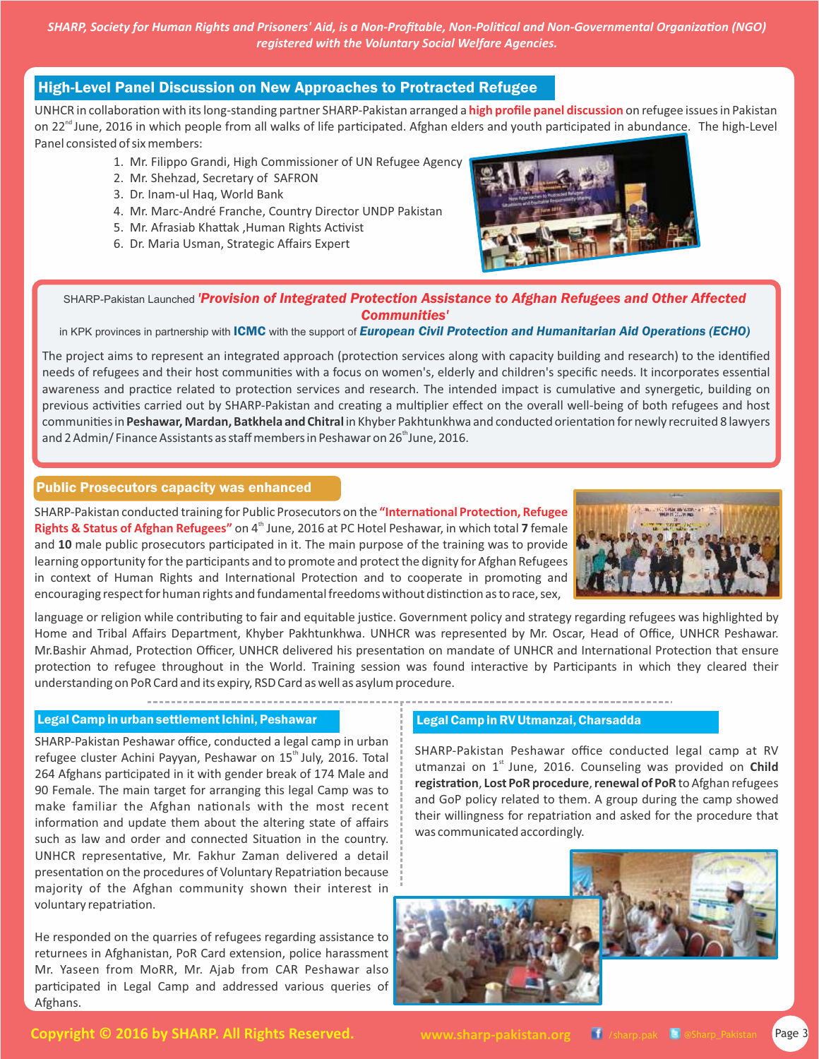SHARP, Society for Human Rights and Prisoners' Aid, is a Non-Profitable, Non-Political and Non-Governmental Organization (NGO) registered with the Voluntary Social Welfare Agencies.

## High-Level Panel Discussion on New Approaches to Protracted Refugee

UNHCR in collaboration with its long-standing partner SHARP-Pakistan arranged a **high profile panel discussion** on refugee issues in Pakistan on 22nd June, 2016 in which people from all walks of life participated. Afghan elders and youth participated in abundance. The high-Level Panel consisted of six members:

1. Mr. Filippo Grandi, High Commissioner of UN Refugee Agency
2. Mr. Shehzad, Secretary of SAFRON
3. Dr. Inam-ul Haq, World Bank
4. Mr. Marc-André Franche, Country Director UNDP Pakistan
5. Mr. Afrasiab Khattak ,Human Rights Activist
6. Dr. Maria Usman, Strategic Affairs Expert

SHARP-Pakistan Launched ***'Provision of Integrated Protection Assistance to Afghan Refugees and Other Affected Communities'*** in KPK provinces in partnership with **ICMC** with the support of ***European Civil Protection and Humanitarian Aid Operations (ECHO)***

The project aims to represent an integrated approach (protection services along with capacity building and research) to the identified needs of refugees and their host communities with a focus on women's, elderly and children's specific needs. It incorporates essential awareness and practice related to protection services and research. The intended impact is cumulative and synergetic, building on previous activities carried out by SHARP-Pakistan and creating a multiplier effect on the overall well-being of both refugees and host communities in **Peshawar, Mardan, Batkhela and Chitral** in Khyber Pakhtunkhwa and conducted orientation for newly recruited 8 lawyers and 2 Admin/ Finance Assistants as staff members in Peshawar on 26th June, 2016.

## Public Prosecutors capacity was enhanced

SHARP-Pakistan conducted training for Public Prosecutors on the **"International Protection, Refugee Rights & Status of Afghan Refugees"** on 4th June, 2016 at PC Hotel Peshawar, in which total **7** female and **10** male public prosecutors participated in it. The main purpose of the training was to provide learning opportunity for the participants and to promote and protect the dignity for Afghan Refugees in context of Human Rights and International Protection and to cooperate in promoting and encouraging respect for human rights and fundamental freedoms without distinction as to race, sex, language or religion while contributing to fair and equitable justice. Government policy and strategy regarding refugees was highlighted by Home and Tribal Affairs Department, Khyber Pakhtunkhwa. UNHCR was represented by Mr. Oscar, Head of Office, UNHCR Peshawar. Mr.Bashir Ahmad, Protection Officer, UNHCR delivered his presentation on mandate of UNHCR and International Protection that ensure protection to refugee throughout in the World. Training session was found interactive by Participants in which they cleared their understanding on PoR Card and its expiry, RSD Card as well as asylum procedure.

## Legal Camp in urban settlement Ichini, Peshawar

SHARP-Pakistan Peshawar office, conducted a legal camp in urban refugee cluster Achini Payyan, Peshawar on 15th July, 2016. Total 264 Afghans participated in it with gender break of 174 Male and 90 Female. The main target for arranging this legal Camp was to make familiar the Afghan nationals with the most recent information and update them about the altering state of affairs such as law and order and connected Situation in the country. UNHCR representative, Mr. Fakhur Zaman delivered a detail presentation on the procedures of Voluntary Repatriation because majority of the Afghan community shown their interest in voluntary repatriation.

He responded on the quarries of refugees regarding assistance to returnees in Afghanistan, PoR Card extension, police harassment Mr. Yaseen from MoRR, Mr. Ajab from CAR Peshawar also participated in Legal Camp and addressed various queries of Afghans.

## Legal Camp in RV Utmanzai, Charsadda

SHARP-Pakistan Peshawar office conducted legal camp at RV utmanzai on 1st June, 2016. Counseling was provided on **Child registration**, **Lost PoR procedure**, **renewal of PoR** to Afghan refugees and GoP policy related to them. A group during the camp showed their willingness for repatriation and asked for the procedure that was communicated accordingly.

Copyright © 2016 by SHARP. All Rights Reserved. www.sharp-pakistan.org /sharp.pak @Sharp_Pakistan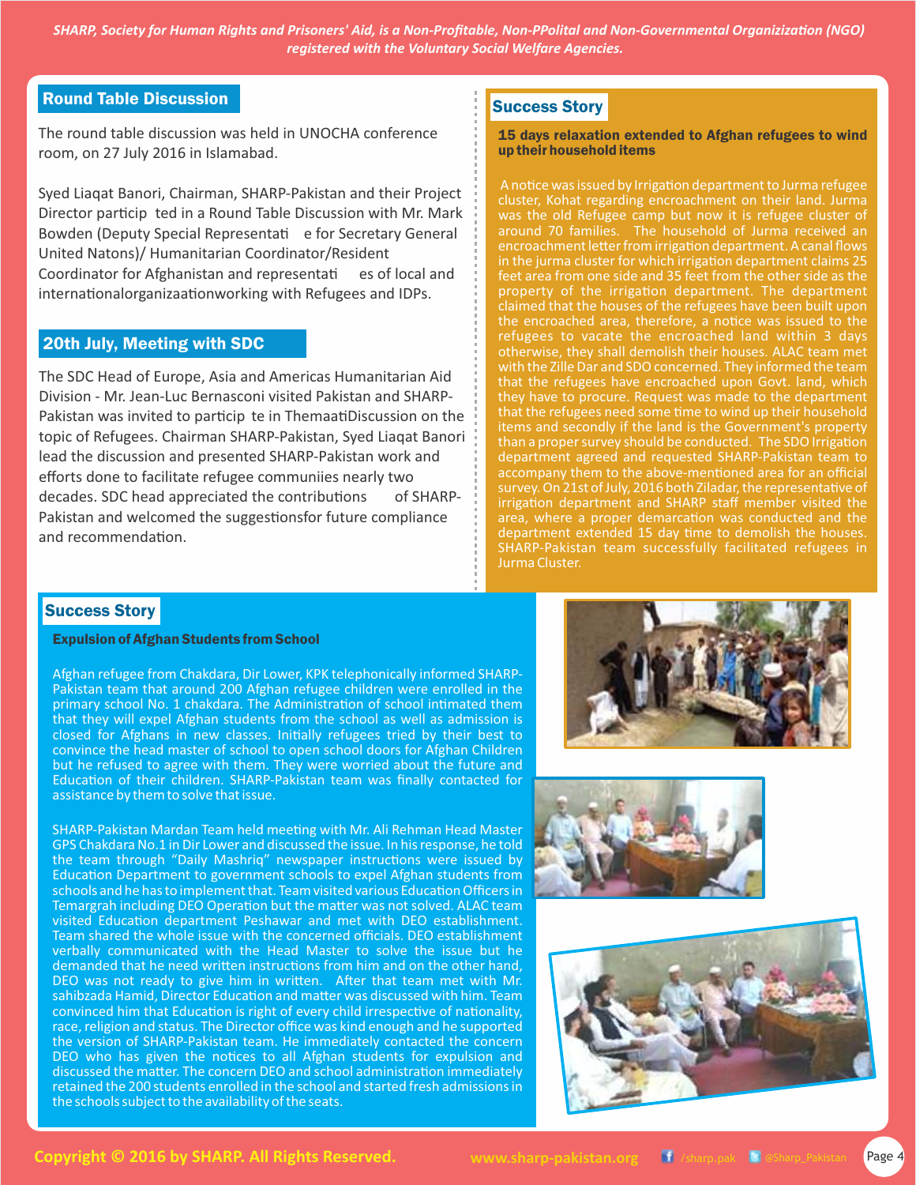*SHARP, Society for Human Rights and Prisoners' Aid, is a Non-Profitable, Non-PPolital and Non-Governmental Organizization (NGO) registered with the Voluntary Social Welfare Agencies.*

## Round Table Discussion

The round table discussion was held in UNOCHA conference room, on 27 July 2016 in Islamabad.

Syed Liaqat Banori, Chairman, SHARP-Pakistan and their Project Director particip ted in a Round Table Discussion with Mr. Mark Bowden (Deputy Special Representati e for Secretary General United Natons)/ Humanitarian Coordinator/Resident Coordinator for Afghanistan and representati es of local and internationalorganizaationworking with Refugees and IDPs.

## 20th July, Meeting with SDC

The SDC Head of Europe, Asia and Americas Humanitarian Aid Division - Mr. Jean-Luc Bernasconi visited Pakistan and SHARP-Pakistan was invited to particip te in ThemaatiDiscussion on the topic of Refugees. Chairman SHARP-Pakistan, Syed Liaqat Banori lead the discussion and presented SHARP-Pakistan work and efforts done to facilitate refugee communiies nearly two decades. SDC head appreciated the contributions of SHARP-Pakistan and welcomed the suggestionsfor future compliance and recommendation.

## Success Story

### 15 days relaxation extended to Afghan refugees to wind up their household items

A notice was issued by Irrigation department to Jurma refugee cluster, Kohat regarding encroachment on their land. Jurma was the old Refugee camp but now it is refugee cluster of around 70 families. The household of Jurma received an encroachment letter from irrigation department. A canal flows in the jurma cluster for which irrigation department claims 25 feet area from one side and 35 feet from the other side as the property of the irrigation department. The department claimed that the houses of the refugees have been built upon the encroached area, therefore, a notice was issued to the refugees to vacate the encroached land within 3 days otherwise, they shall demolish their houses. ALAC team met with the Zille Dar and SDO concerned. They informed the team that the refugees have encroached upon Govt. land, which they have to procure. Request was made to the department that the refugees need some time to wind up their household items and secondly if the land is the Government's property than a proper survey should be conducted. The SDO Irrigation department agreed and requested SHARP-Pakistan team to accompany them to the above-mentioned area for an official survey. On 21st of July, 2016 both Ziladar, the representative of irrigation department and SHARP staff member visited the area, where a proper demarcation was conducted and the department extended 15 day time to demolish the houses. SHARP-Pakistan team successfully facilitated refugees in Jurma Cluster.

## Success Story

### Expulsion of Afghan Students from School

Afghan refugee from Chakdara, Dir Lower, KPK telephonically informed SHARP-Pakistan team that around 200 Afghan refugee children were enrolled in the primary school No. 1 chakdara. The Administration of school intimated them that they will expel Afghan students from the school as well as admission is closed for Afghans in new classes. Initially refugees tried by their best to convince the head master of school to open school doors for Afghan Children but he refused to agree with them. They were worried about the future and Education of their children. SHARP-Pakistan team was finally contacted for assistance by them to solve that issue.

SHARP-Pakistan Mardan Team held meeting with Mr. Ali Rehman Head Master GPS Chakdara No.1 in Dir Lower and discussed the issue. In his response, he told the team through "Daily Mashriq" newspaper instructions were issued by Education Department to government schools to expel Afghan students from schools and he has to implement that. Team visited various Education Officers in Temargrah including DEO Operation but the matter was not solved. ALAC team visited Education department Peshawar and met with DEO establishment. Team shared the whole issue with the concerned officials. DEO establishment verbally communicated with the Head Master to solve the issue but he demanded that he need written instructions from him and on the other hand, DEO was not ready to give him in written. After that team met with Mr. sahibzada Hamid, Director Education and matter was discussed with him. Team convinced him that Education is right of every child irrespective of nationality, race, religion and status. The Director office was kind enough and he supported the version of SHARP-Pakistan team. He immediately contacted the concern DEO who has given the notices to all Afghan students for expulsion and discussed the matter. The concern DEO and school administration immediately retained the 200 students enrolled in the school and started fresh admissions in the schools subject to the availability of the seats.

Copyright © 2016 by SHARP. All Rights Reserved. www.sharp-pakistan.org /sharp.pak @Sharp_Pakistan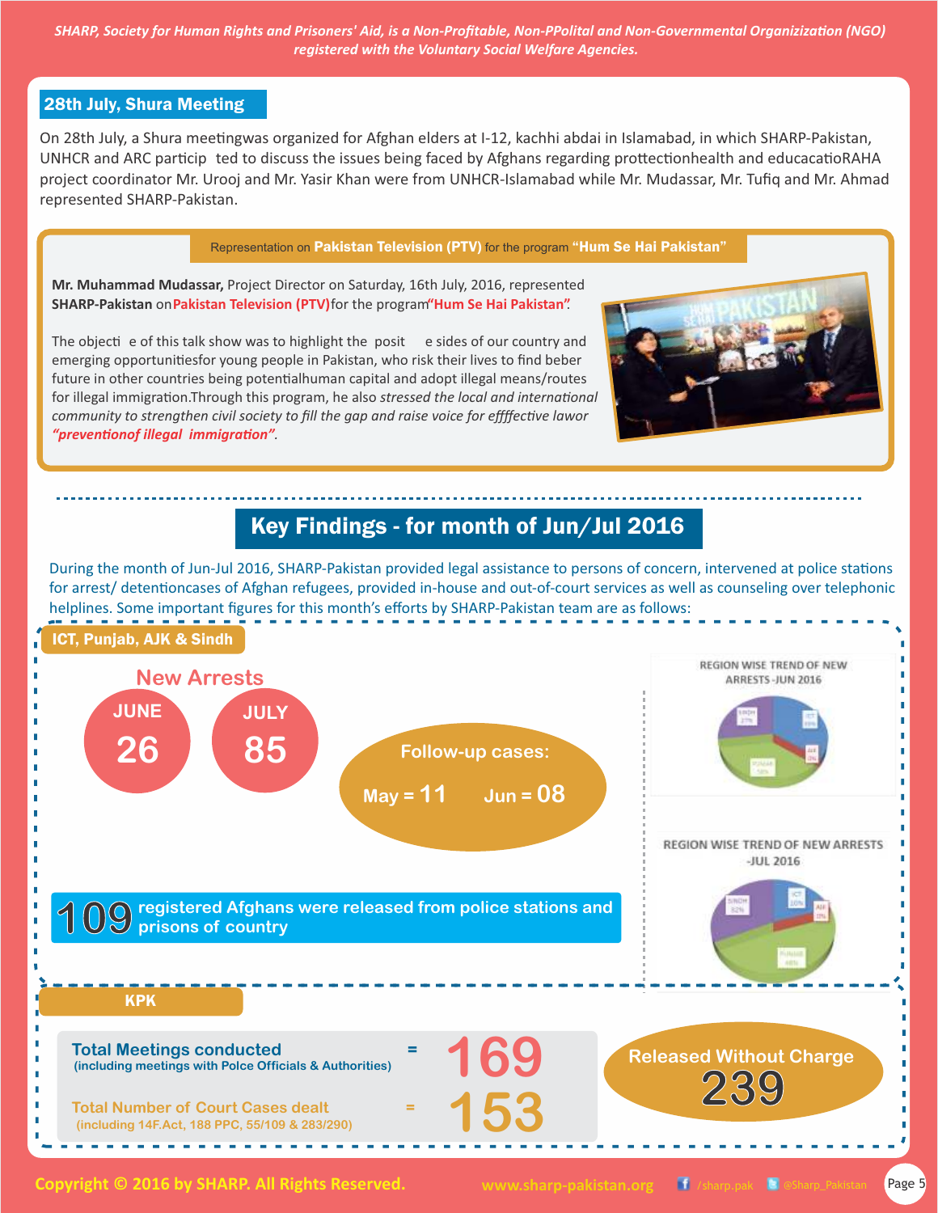SHARP, Society for Human Rights and Prisoners' Aid, is a Non-Profitable, Non-PPolital and Non-Governmental Organizization (NGO) registered with the Voluntary Social Welfare Agencies.

## 28th July, Shura Meeting

On 28th July, a Shura meetingwas organized for Afghan elders at I-12, kachhi abdai in Islamabad, in which SHARP-Pakistan, UNHCR and ARC particip ted to discuss the issues being faced by Afghans regarding prottectionhealth and educacatioRAHA project coordinator Mr. Urooj and Mr. Yasir Khan were from UNHCR-Islamabad while Mr. Mudassar, Mr. Tufiq and Mr. Ahmad represented SHARP-Pakistan.

### Representation on Pakistan Television (PTV) for the program "Hum Se Hai Pakistan"

**Mr. Muhammad Mudassar,** Project Director on Saturday, 16th July, 2016, represented **SHARP-Pakistan** on **Pakistan Television (PTV)** for the program **"Hum Se Hai Pakistan"**.

The objecti e of this talk show was to highlight the posit e sides of our country and emerging opportunitiesfor young people in Pakistan, who risk their lives to find beber future in other countries being potentialhuman capital and adopt illegal means/routes for illegal immigration.Through this program, he also *stressed the local and international community to strengthen civil society to fill the gap and raise voice for effffective lawor* ***"preventionof illegal immigration"***.

## Key Findings - for month of Jun/Jul 2016

During the month of Jun-Jul 2016, SHARP-Pakistan provided legal assistance to persons of concern, intervened at police stations for arrest/ detentioncases of Afghan refugees, provided in-house and out-of-court services as well as counseling over telephonic helplines. Some important figures for this month's efforts by SHARP-Pakistan team are as follows:

### ICT, Punjab, AJK & Sindh

**New Arrests**

- JUNE: 26
- JULY: 85

**Follow-up cases:**

May = 11 Jun = 08

**109** registered Afghans were released from police stations and prisons of country

REGION WISE TREND OF NEW ARRESTS -JUN 2016

SINDH 27%
ICT 15%
AJK 0%
PUNJAB 58%

REGION WISE TREND OF NEW ARRESTS -JUL 2016

SINDH 32%
ICT 10%
AJK 0%
PUNJAB 48%

### KPK

**Total Meetings conducted** (including meetings with Polce Officials & Authorities) = **169**

**Total Number of Court Cases dealt** (including 14F.Act, 188 PPC, 55/109 & 283/290) = **153**

**Released Without Charge**
**239**

Copyright © 2016 by SHARP. All Rights Reserved. www.sharp-pakistan.org /sharp.pak @Sharp_Pakistan